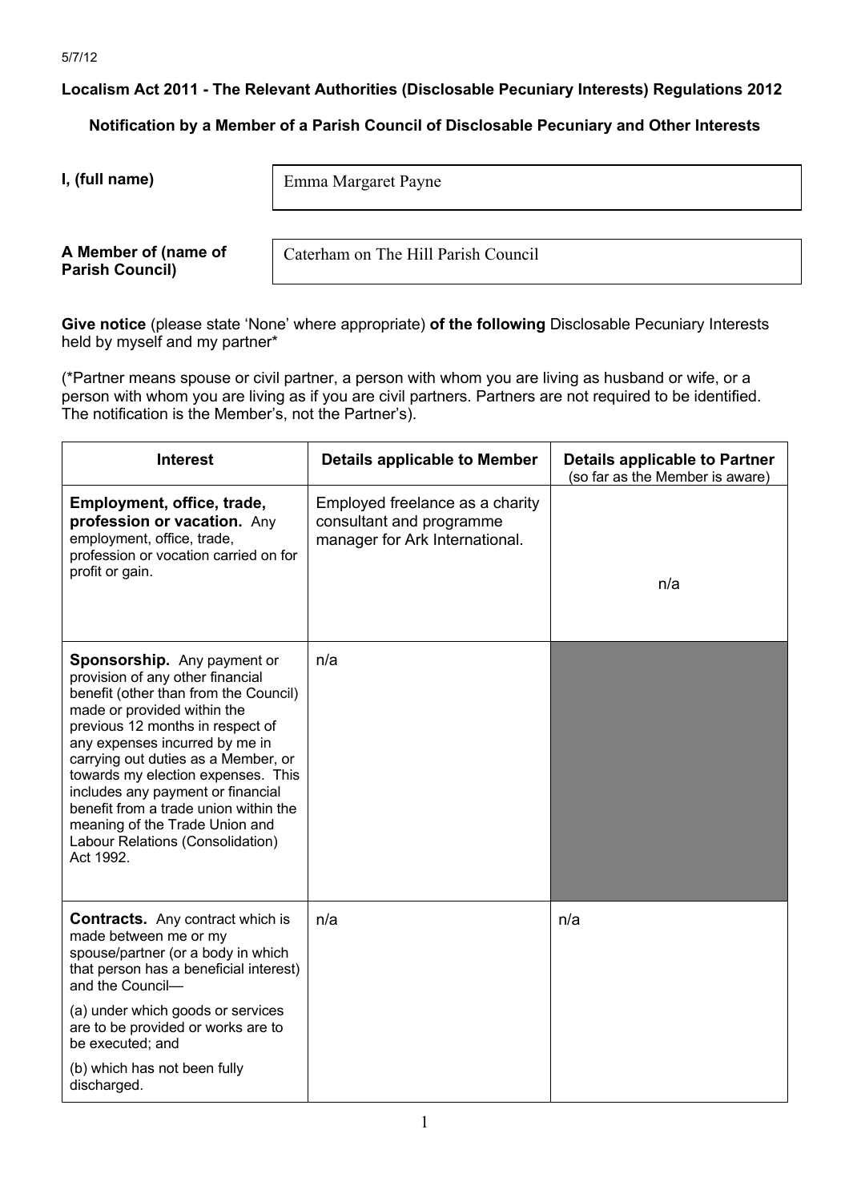5/7/12

**Localism Act 2011 - The Relevant Authorities (Disclosable Pecuniary Interests) Regulations 2012**

**Notification by a Member of a Parish Council of Disclosable Pecuniary and Other Interests**

| | |
|---|---|
| **I, (full name)** | Emma Margaret Payne |
| **A Member of (name of Parish Council)** | Caterham on The Hill Parish Council |

**Give notice** (please state 'None' where appropriate) **of the following** Disclosable Pecuniary Interests held by myself and my partner*

(*Partner means spouse or civil partner, a person with whom you are living as husband or wife, or a person with whom you are living as if you are civil partners. Partners are not required to be identified. The notification is the Member's, not the Partner's).

| Interest | Details applicable to Member | Details applicable to Partner (so far as the Member is aware) |
|---|---|---|
| **Employment, office, trade, profession or vacation.** Any employment, office, trade, profession or vocation carried on for profit or gain. | Employed freelance as a charity consultant and programme manager for Ark International. | n/a |
| **Sponsorship.** Any payment or provision of any other financial benefit (other than from the Council) made or provided within the previous 12 months in respect of any expenses incurred by me in carrying out duties as a Member, or towards my election expenses. This includes any payment or financial benefit from a trade union within the meaning of the Trade Union and Labour Relations (Consolidation) Act 1992. | n/a | |
| **Contracts.** Any contract which is made between me or my spouse/partner (or a body in which that person has a beneficial interest) and the Council— (a) under which goods or services are to be provided or works are to be executed; and (b) which has not been fully discharged. | n/a | n/a |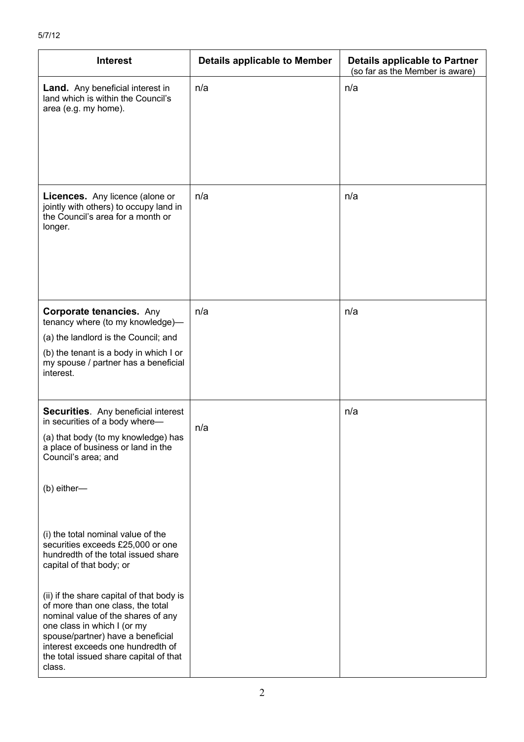5/7/12

| Interest | Details applicable to Member | Details applicable to Partner (so far as the Member is aware) |
| --- | --- | --- |
| **Land.** Any beneficial interest in land which is within the Council's area (e.g. my home). | n/a | n/a |
| **Licences.** Any licence (alone or jointly with others) to occupy land in the Council's area for a month or longer. | n/a | n/a |
| **Corporate tenancies.** Any tenancy where (to my knowledge)— (a) the landlord is the Council; and (b) the tenant is a body in which I or my spouse / partner has a beneficial interest. | n/a | n/a |
| **Securities**. Any beneficial interest in securities of a body where— (a) that body (to my knowledge) has a place of business or land in the Council's area; and (b) either— (i) the total nominal value of the securities exceeds £25,000 or one hundredth of the total issued share capital of that body; or (ii) if the share capital of that body is of more than one class, the total nominal value of the shares of any one class in which I (or my spouse/partner) have a beneficial interest exceeds one hundredth of the total issued share capital of that class. | n/a | n/a |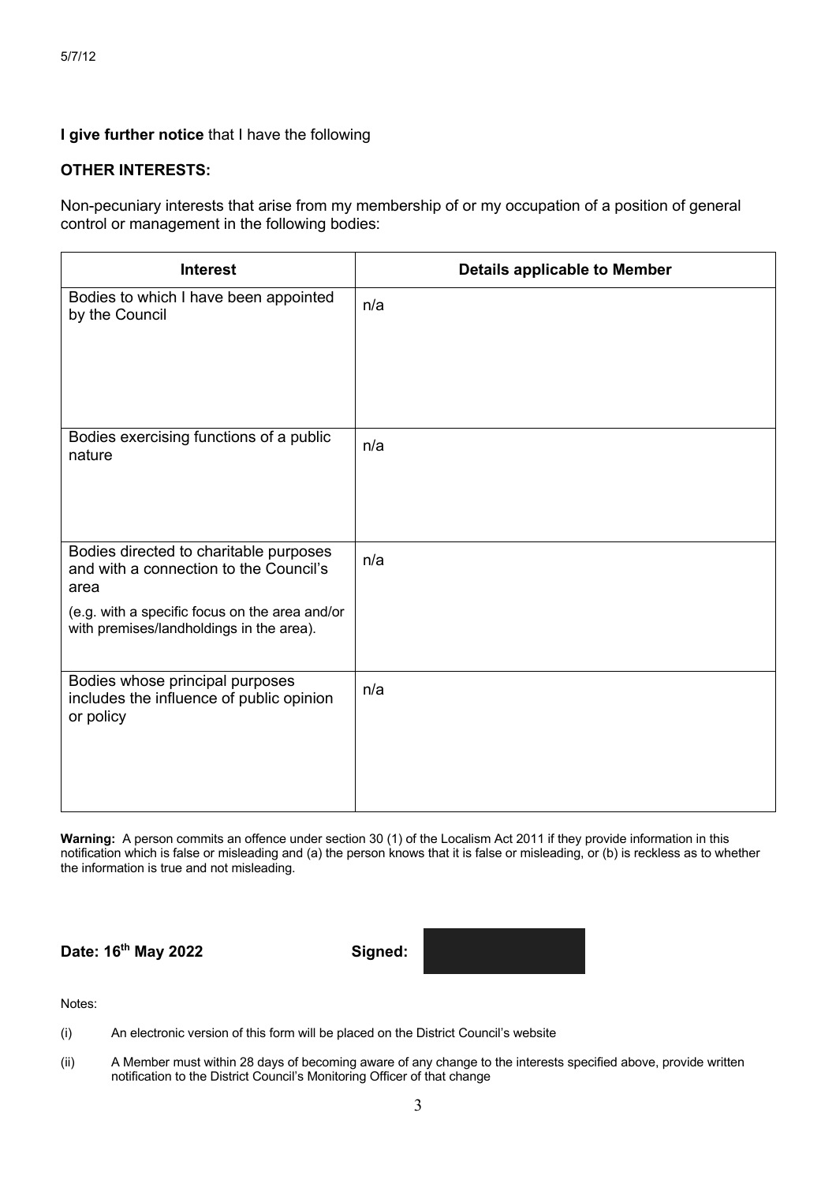**I give further notice** that I have the following

**OTHER INTERESTS:**

Non-pecuniary interests that arise from my membership of or my occupation of a position of general control or management in the following bodies:

| Interest | Details applicable to Member |
|---|---|
| Bodies to which I have been appointed by the Council | n/a |
| Bodies exercising functions of a public nature | n/a |
| Bodies directed to charitable purposes and with a connection to the Council's area<br><br>(e.g. with a specific focus on the area and/or with premises/landholdings in the area). | n/a |
| Bodies whose principal purposes includes the influence of public opinion or policy | n/a |

**Warning:** A person commits an offence under section 30 (1) of the Localism Act 2011 if they provide information in this notification which is false or misleading and (a) the person knows that it is false or misleading, or (b) is reckless as to whether the information is true and not misleading.

**Date: 16th May 2022** **Signed:**

Notes:

(i) An electronic version of this form will be placed on the District Council's website

(ii) A Member must within 28 days of becoming aware of any change to the interests specified above, provide written notification to the District Council's Monitoring Officer of that change